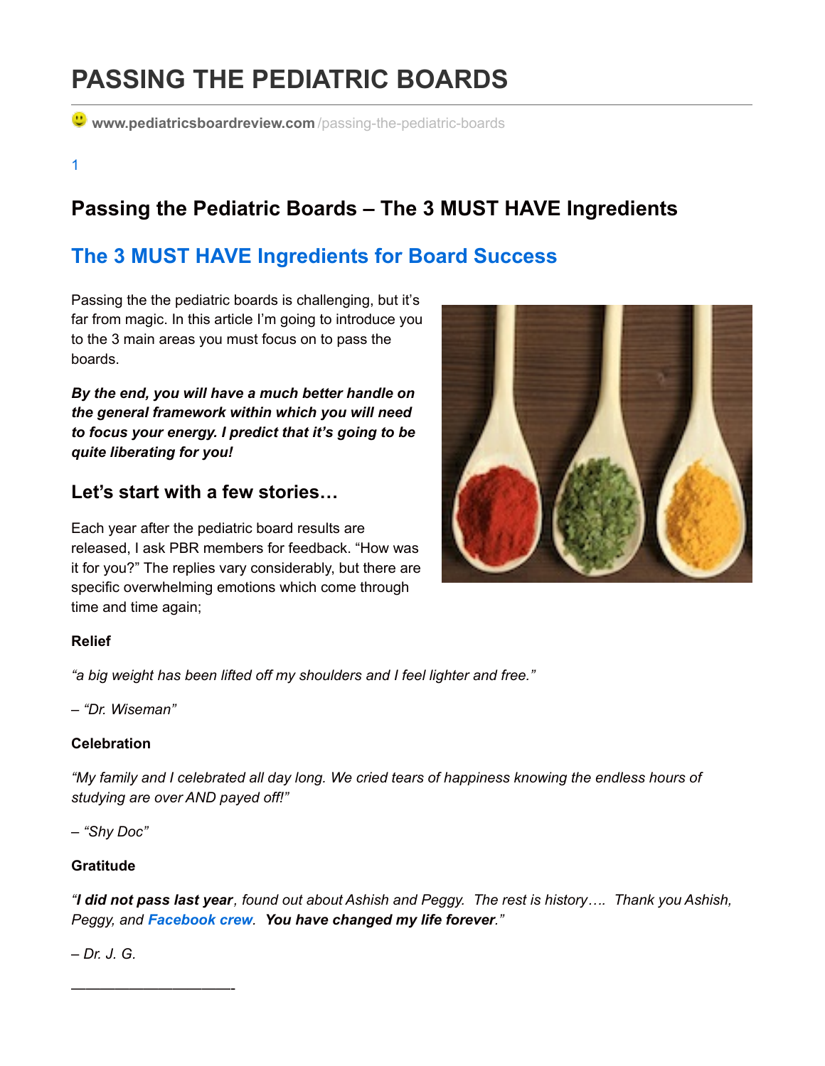# PASSING THE PEDIATRIC BOARDS

www.pediatricsboardreview.com/passing-the-pediatric-boards

1

## Passing the Pediatric Boards – The 3 MUST HAVE Ingredients

## The 3 MUST HAVE Ingredients for Board Success

Passing the the pediatric boards is challenging, but it's far from magic. In this article I'm going to introduce you to the 3 main areas you must focus on to pass the boards.

***By the end, you will have a much better handle on the general framework within which you will need to focus your energy. I predict that it's going to be quite liberating for you!***

### Let's start with a few stories…

Each year after the pediatric board results are released, I ask PBR members for feedback. "How was it for you?" The replies vary considerably, but there are specific overwhelming emotions which come through time and time again;

**Relief**

*"a big weight has been lifted off my shoulders and I feel lighter and free."*

*– "Dr. Wiseman"*

**Celebration**

*"My family and I celebrated all day long. We cried tears of happiness knowing the endless hours of studying are over AND payed off!"*

*– "Shy Doc"*

**Gratitude**

*"**I did not pass last year**, found out about Ashish and Peggy. The rest is history…. Thank you Ashish, Peggy, and **Facebook crew**. **You have changed my life forever**."*

*– Dr. J. G.*

———————————-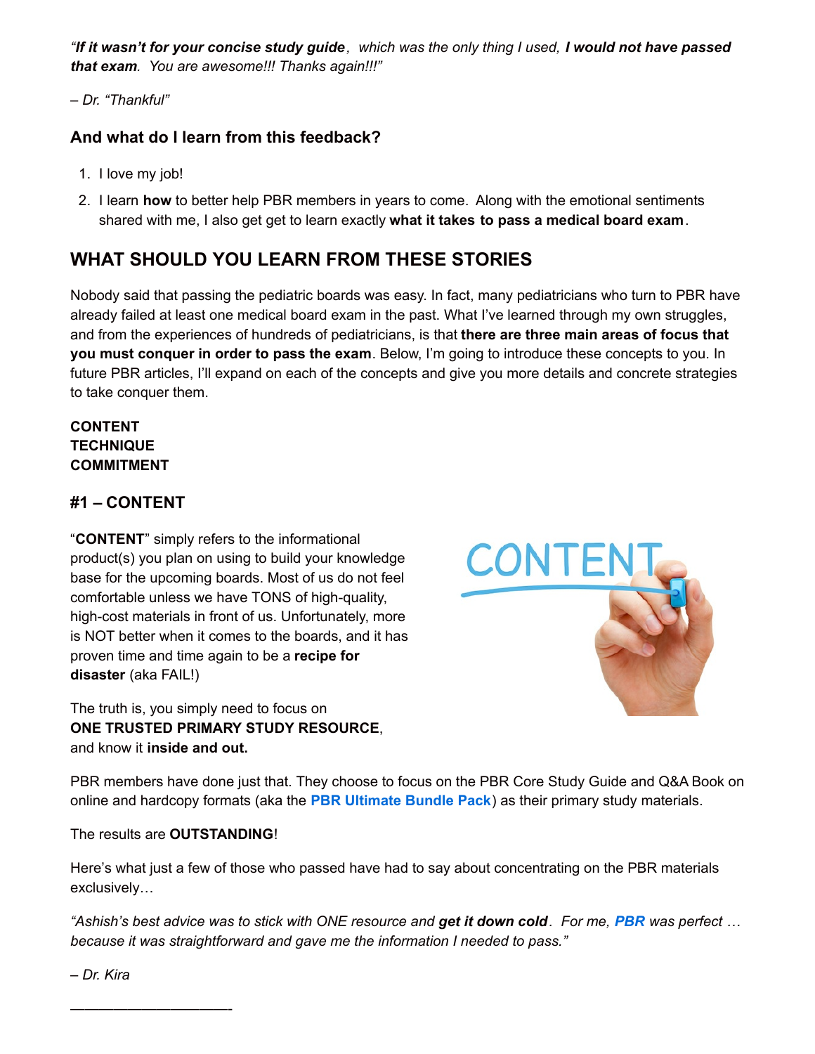*"**If it wasn't for your concise study guide**, which was the only thing I used, **I would not have passed that exam**. You are awesome!!! Thanks again!!!"*

*– Dr. "Thankful"*

### And what do I learn from this feedback?

1. I love my job!
2. I learn **how** to better help PBR members in years to come. Along with the emotional sentiments shared with me, I also get get to learn exactly **what it takes to pass a medical board exam**.

## WHAT SHOULD YOU LEARN FROM THESE STORIES

Nobody said that passing the pediatric boards was easy. In fact, many pediatricians who turn to PBR have already failed at least one medical board exam in the past. What I've learned through my own struggles, and from the experiences of hundreds of pediatricians, is that **there are three main areas of focus that you must conquer in order to pass the exam**. Below, I'm going to introduce these concepts to you. In future PBR articles, I'll expand on each of the concepts and give you more details and concrete strategies to take conquer them.

**CONTENT**
**TECHNIQUE**
**COMMITMENT**

### #1 – CONTENT

"**CONTENT**" simply refers to the informational product(s) you plan on using to build your knowledge base for the upcoming boards. Most of us do not feel comfortable unless we have TONS of high-quality, high-cost materials in front of us. Unfortunately, more is NOT better when it comes to the boards, and it has proven time and time again to be a **recipe for disaster** (aka FAIL!)

The truth is, you simply need to focus on **ONE TRUSTED PRIMARY STUDY RESOURCE**, and know it **inside and out.**

PBR members have done just that. They choose to focus on the PBR Core Study Guide and Q&A Book on online and hardcopy formats (aka the **PBR Ultimate Bundle Pack**) as their primary study materials.

The results are **OUTSTANDING**!

Here's what just a few of those who passed have had to say about concentrating on the PBR materials exclusively…

*"Ashish's best advice was to stick with ONE resource and **get it down cold**. For me, **PBR** was perfect … because it was straightforward and gave me the information I needed to pass."*

*– Dr. Kira*

———————————-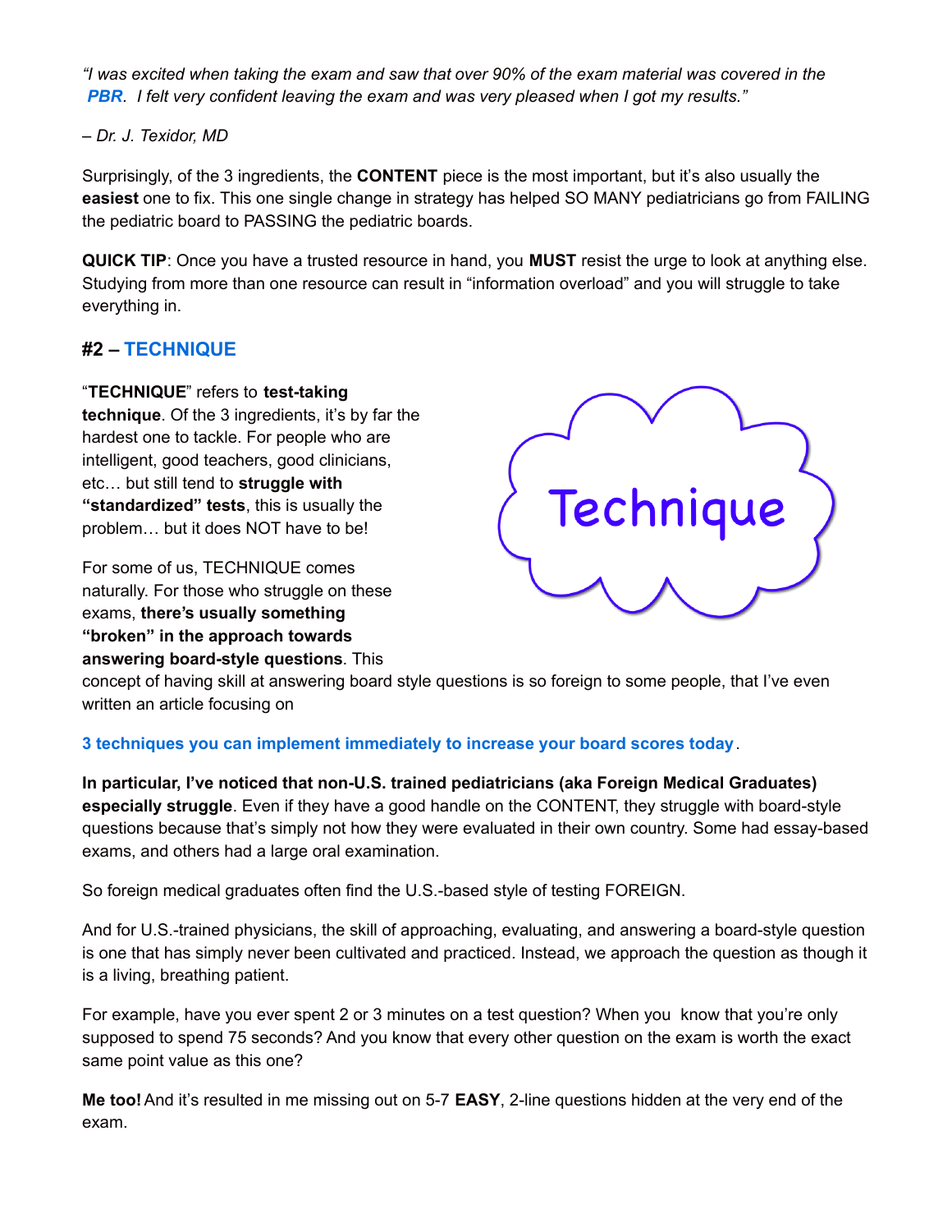*"I was excited when taking the exam and saw that over 90% of the exam material was covered in the **PBR**. I felt very confident leaving the exam and was very pleased when I got my results."*

*– Dr. J. Texidor, MD*

Surprisingly, of the 3 ingredients, the **CONTENT** piece is the most important, but it's also usually the **easiest** one to fix. This one single change in strategy has helped SO MANY pediatricians go from FAILING the pediatric board to PASSING the pediatric boards.

**QUICK TIP**: Once you have a trusted resource in hand, you **MUST** resist the urge to look at anything else. Studying from more than one resource can result in "information overload" and you will struggle to take everything in.

## #2 – TECHNIQUE

"**TECHNIQUE**" refers to **test-taking technique**. Of the 3 ingredients, it's by far the hardest one to tackle. For people who are intelligent, good teachers, good clinicians, etc… but still tend to **struggle with "standardized" tests**, this is usually the problem… but it does NOT have to be!

Technique

For some of us, TECHNIQUE comes naturally. For those who struggle on these exams, **there's usually something "broken" in the approach towards answering board-style questions**. This concept of having skill at answering board style questions is so foreign to some people, that I've even written an article focusing on

**3 techniques you can implement immediately to increase your board scores today**.

**In particular, I've noticed that non-U.S. trained pediatricians (aka Foreign Medical Graduates) especially struggle**. Even if they have a good handle on the CONTENT, they struggle with board-style questions because that's simply not how they were evaluated in their own country. Some had essay-based exams, and others had a large oral examination.

So foreign medical graduates often find the U.S.-based style of testing FOREIGN.

And for U.S.-trained physicians, the skill of approaching, evaluating, and answering a board-style question is one that has simply never been cultivated and practiced. Instead, we approach the question as though it is a living, breathing patient.

For example, have you ever spent 2 or 3 minutes on a test question? When you know that you're only supposed to spend 75 seconds? And you know that every other question on the exam is worth the exact same point value as this one?

**Me too!** And it's resulted in me missing out on 5-7 **EASY**, 2-line questions hidden at the very end of the exam.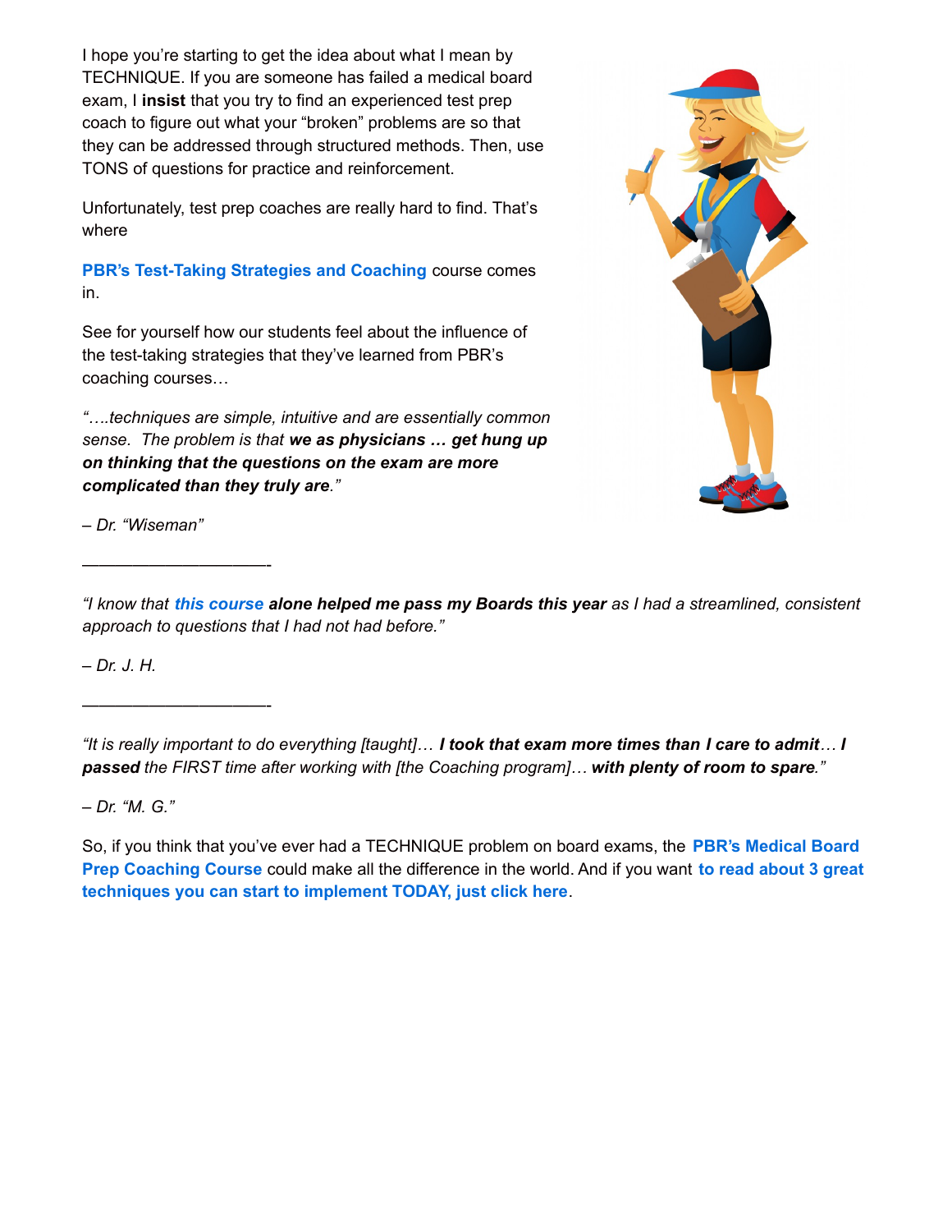I hope you're starting to get the idea about what I mean by TECHNIQUE. If you are someone has failed a medical board exam, I **insist** that you try to find an experienced test prep coach to figure out what your "broken" problems are so that they can be addressed through structured methods. Then, use TONS of questions for practice and reinforcement.

Unfortunately, test prep coaches are really hard to find. That's where

**PBR's Test-Taking Strategies and Coaching** course comes in.

See for yourself how our students feel about the influence of the test-taking strategies that they've learned from PBR's coaching courses…

*"….techniques are simple, intuitive and are essentially common sense. The problem is that* ***we as physicians … get hung up on thinking that the questions on the exam are more complicated than they truly are****."*

*– Dr. "Wiseman"*

——————————————-

*"I know that* ***this course*** ***alone helped me pass my Boards this year*** *as I had a streamlined, consistent approach to questions that I had not had before."*

*– Dr. J. H.*

——————————————-

*"It is really important to do everything [taught]…* ***I took that exam more times than I care to admit****…* ***I passed*** *the FIRST time after working with [the Coaching program]…* ***with plenty of room to spare****."*

*– Dr. "M. G."*

So, if you think that you've ever had a TECHNIQUE problem on board exams, the **PBR's Medical Board Prep Coaching Course** could make all the difference in the world. And if you want **to read about 3 great techniques you can start to implement TODAY, just click here**.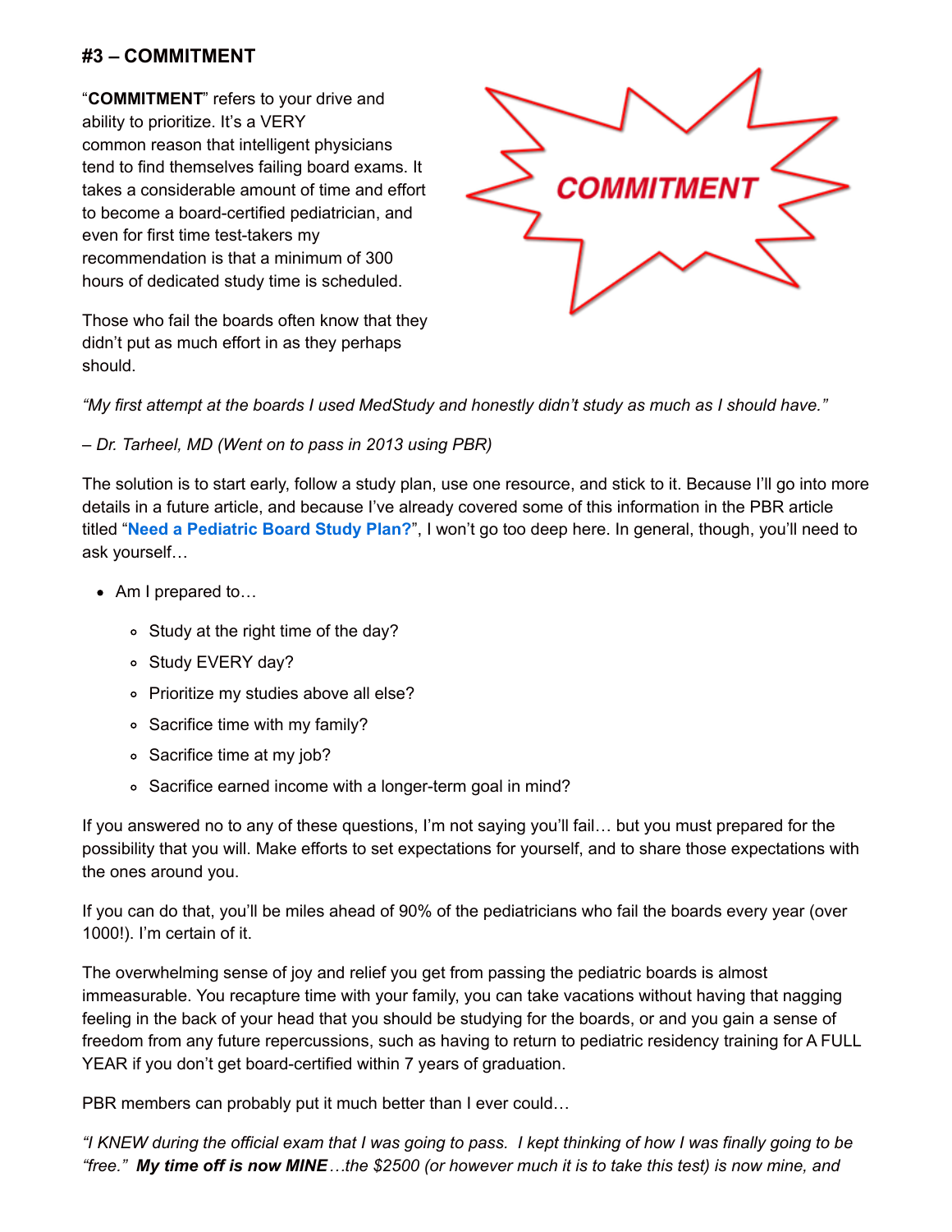### #3 – COMMITMENT

"**COMMITMENT**" refers to your drive and ability to prioritize. It's a VERY common reason that intelligent physicians tend to find themselves failing board exams. It takes a considerable amount of time and effort to become a board-certified pediatrician, and even for first time test-takers my recommendation is that a minimum of 300 hours of dedicated study time is scheduled.

Those who fail the boards often know that they didn't put as much effort in as they perhaps should.

*"My first attempt at the boards I used MedStudy and honestly didn't study as much as I should have."*

*– Dr. Tarheel, MD (Went on to pass in 2013 using PBR)*

The solution is to start early, follow a study plan, use one resource, and stick to it. Because I'll go into more details in a future article, and because I've already covered some of this information in the PBR article titled "**Need a Pediatric Board Study Plan?**", I won't go too deep here. In general, though, you'll need to ask yourself…

- Am I prepared to…
  - Study at the right time of the day?
  - Study EVERY day?
  - Prioritize my studies above all else?
  - Sacrifice time with my family?
  - Sacrifice time at my job?
  - Sacrifice earned income with a longer-term goal in mind?

If you answered no to any of these questions, I'm not saying you'll fail… but you must prepared for the possibility that you will. Make efforts to set expectations for yourself, and to share those expectations with the ones around you.

If you can do that, you'll be miles ahead of 90% of the pediatricians who fail the boards every year (over 1000!). I'm certain of it.

The overwhelming sense of joy and relief you get from passing the pediatric boards is almost immeasurable. You recapture time with your family, you can take vacations without having that nagging feeling in the back of your head that you should be studying for the boards, or and you gain a sense of freedom from any future repercussions, such as having to return to pediatric residency training for A FULL YEAR if you don't get board-certified within 7 years of graduation.

PBR members can probably put it much better than I ever could…

*"I KNEW during the official exam that I was going to pass. I kept thinking of how I was finally going to be "free." **My time off is now MINE**…the $2500 (or however much it is to take this test) is now mine, and*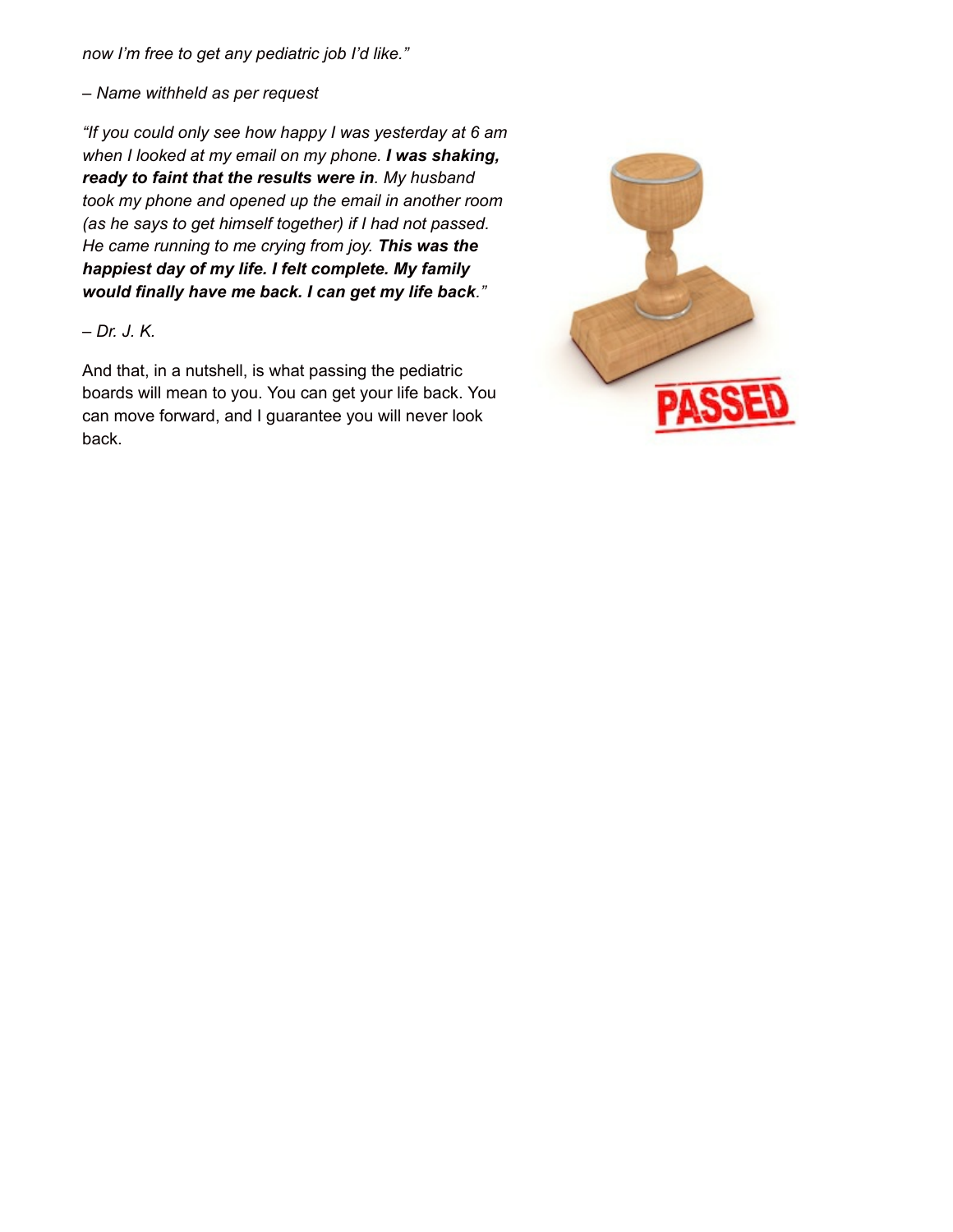*now I'm free to get any pediatric job I'd like."*

*– Name withheld as per request*

*"If you could only see how happy I was yesterday at 6 am when I looked at my email on my phone.* ***I was shaking, ready to faint that the results were in****. My husband took my phone and opened up the email in another room (as he says to get himself together) if I had not passed. He came running to me crying from joy.* ***This was the happiest day of my life. I felt complete. My family would finally have me back. I can get my life back****."*

*– Dr. J. K.*

And that, in a nutshell, is what passing the pediatric boards will mean to you. You can get your life back. You can move forward, and I guarantee you will never look back.